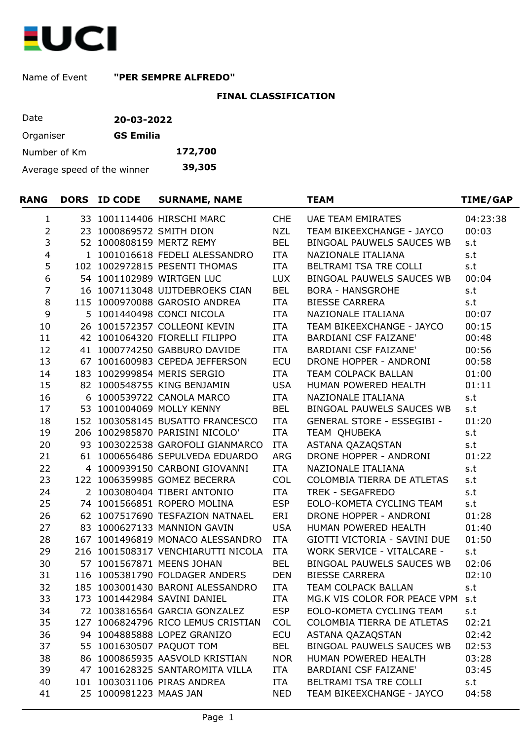UCI

Name of Event **"PER SEMPRE ALFREDO"**

**FINAL CLASSIFICATION**

| | |
|---|---|
| Date | **20-03-2022** |
| Organiser | **GS Emilia** |
| Number of Km | **172,700** |
| Average speed of the winner | **39,305** |

| RANG | DORS | ID CODE | SURNAME, NAME | | TEAM | TIME/GAP |
|---|---|---|---|---|---|---|
| 1 | 33 | 1001114406 | HIRSCHI MARC | CHE | UAE TEAM EMIRATES | 04:23:38 |
| 2 | 23 | 1000869572 | SMITH DION | NZL | TEAM BIKEEXCHANGE - JAYCO | 00:03 |
| 3 | 52 | 1000808159 | MERTZ REMY | BEL | BINGOAL PAUWELS SAUCES WB | s.t |
| 4 | 1 | 1001016618 | FEDELI ALESSANDRO | ITA | NAZIONALE ITALIANA | s.t |
| 5 | 102 | 1002972815 | PESENTI THOMAS | ITA | BELTRAMI TSA TRE COLLI | s.t |
| 6 | 54 | 1001102989 | WIRTGEN LUC | LUX | BINGOAL PAUWELS SAUCES WB | 00:04 |
| 7 | 16 | 1007113048 | UIJTDEBROEKS CIAN | BEL | BORA - HANSGROHE | s.t |
| 8 | 115 | 1000970088 | GAROSIO ANDREA | ITA | BIESSE CARRERA | s.t |
| 9 | 5 | 1001440498 | CONCI NICOLA | ITA | NAZIONALE ITALIANA | 00:07 |
| 10 | 26 | 1001572357 | COLLEONI KEVIN | ITA | TEAM BIKEEXCHANGE - JAYCO | 00:15 |
| 11 | 42 | 1001064320 | FIORELLI FILIPPO | ITA | BARDIANI CSF FAIZANE' | 00:48 |
| 12 | 41 | 1000774250 | GABBURO DAVIDE | ITA | BARDIANI CSF FAIZANE' | 00:56 |
| 13 | 67 | 1001600983 | CEPEDA JEFFERSON | ECU | DRONE HOPPER - ANDRONI | 00:58 |
| 14 | 183 | 1002999854 | MERIS SERGIO | ITA | TEAM COLPACK BALLAN | 01:00 |
| 15 | 82 | 1000548755 | KING BENJAMIN | USA | HUMAN POWERED HEALTH | 01:11 |
| 16 | 6 | 1000539722 | CANOLA MARCO | ITA | NAZIONALE ITALIANA | s.t |
| 17 | 53 | 1001004069 | MOLLY KENNY | BEL | BINGOAL PAUWELS SAUCES WB | s.t |
| 18 | 152 | 1003058145 | BUSATTO FRANCESCO | ITA | GENERAL STORE - ESSEGIBI - | 01:20 |
| 19 | 206 | 1002985870 | PARISINI NICOLO' | ITA | TEAM QHUBEKA | s.t |
| 20 | 93 | 1003022538 | GAROFOLI GIANMARCO | ITA | ASTANA QAZAQSTAN | s.t |
| 21 | 61 | 1000656486 | SEPULVEDA EDUARDO | ARG | DRONE HOPPER - ANDRONI | 01:22 |
| 22 | 4 | 1000939150 | CARBONI GIOVANNI | ITA | NAZIONALE ITALIANA | s.t |
| 23 | 122 | 1006359985 | GOMEZ BECERRA | COL | COLOMBIA TIERRA DE ATLETAS | s.t |
| 24 | 2 | 1003080404 | TIBERI ANTONIO | ITA | TREK - SEGAFREDO | s.t |
| 25 | 74 | 1001566851 | ROPERO MOLINA | ESP | EOLO-KOMETA CYCLING TEAM | s.t |
| 26 | 62 | 1007517690 | TESFAZION NATNAEL | ERI | DRONE HOPPER - ANDRONI | 01:28 |
| 27 | 83 | 1000627133 | MANNION GAVIN | USA | HUMAN POWERED HEALTH | 01:40 |
| 28 | 167 | 1001496819 | MONACO ALESSANDRO | ITA | GIOTTI VICTORIA - SAVINI DUE | 01:50 |
| 29 | 216 | 1001508317 | VENCHIARUTTI NICOLA | ITA | WORK SERVICE - VITALCARE - | s.t |
| 30 | 57 | 1001567871 | MEENS JOHAN | BEL | BINGOAL PAUWELS SAUCES WB | 02:06 |
| 31 | 116 | 1005381790 | FOLDAGER ANDERS | DEN | BIESSE CARRERA | 02:10 |
| 32 | 185 | 1003001430 | BARONI ALESSANDRO | ITA | TEAM COLPACK BALLAN | s.t |
| 33 | 173 | 1001442984 | SAVINI DANIEL | ITA | MG.K VIS COLOR FOR PEACE VPM | s.t |
| 34 | 72 | 1003816564 | GARCIA GONZALEZ | ESP | EOLO-KOMETA CYCLING TEAM | s.t |
| 35 | 127 | 1006824796 | RICO LEMUS CRISTIAN | COL | COLOMBIA TIERRA DE ATLETAS | 02:21 |
| 36 | 94 | 1004885888 | LOPEZ GRANIZO | ECU | ASTANA QAZAQSTAN | 02:42 |
| 37 | 55 | 1001630507 | PAQUOT TOM | BEL | BINGOAL PAUWELS SAUCES WB | 02:53 |
| 38 | 86 | 1000865935 | AASVOLD KRISTIAN | NOR | HUMAN POWERED HEALTH | 03:28 |
| 39 | 47 | 1001628325 | SANTAROMITA VILLA | ITA | BARDIANI CSF FAIZANE' | 03:45 |
| 40 | 101 | 1003031106 | PIRAS ANDREA | ITA | BELTRAMI TSA TRE COLLI | s.t |
| 41 | 25 | 1000981223 | MAAS JAN | NED | TEAM BIKEEXCHANGE - JAYCO | 04:58 |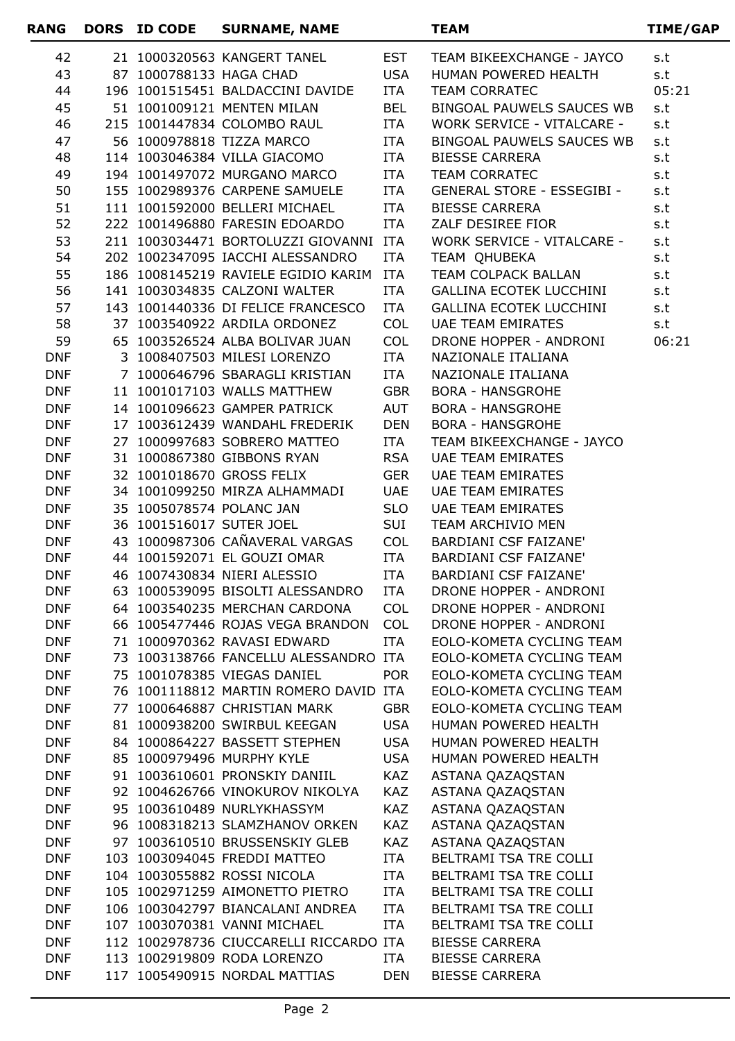| RANG | DORS | ID CODE | SURNAME, NAME | | TEAM | TIME/GAP |
|---|---|---|---|---|---|---|
| 42 | 21 | 1000320563 | KANGERT TANEL | EST | TEAM BIKEEXCHANGE - JAYCO | s.t |
| 43 | 87 | 1000788133 | HAGA CHAD | USA | HUMAN POWERED HEALTH | s.t |
| 44 | 196 | 1001515451 | BALDACCINI DAVIDE | ITA | TEAM CORRATEC | 05:21 |
| 45 | 51 | 1001009121 | MENTEN MILAN | BEL | BINGOAL PAUWELS SAUCES WB | s.t |
| 46 | 215 | 1001447834 | COLOMBO RAUL | ITA | WORK SERVICE - VITALCARE - | s.t |
| 47 | 56 | 1000978818 | TIZZA MARCO | ITA | BINGOAL PAUWELS SAUCES WB | s.t |
| 48 | 114 | 1003046384 | VILLA GIACOMO | ITA | BIESSE CARRERA | s.t |
| 49 | 194 | 1001497072 | MURGANO MARCO | ITA | TEAM CORRATEC | s.t |
| 50 | 155 | 1002989376 | CARPENE SAMUELE | ITA | GENERAL STORE - ESSEGIBI - | s.t |
| 51 | 111 | 1001592000 | BELLERI MICHAEL | ITA | BIESSE CARRERA | s.t |
| 52 | 222 | 1001496880 | FARESIN EDOARDO | ITA | ZALF DESIREE FIOR | s.t |
| 53 | 211 | 1003034471 | BORTOLUZZI GIOVANNI | ITA | WORK SERVICE - VITALCARE - | s.t |
| 54 | 202 | 1002347095 | IACCHI ALESSANDRO | ITA | TEAM QHUBEKA | s.t |
| 55 | 186 | 1008145219 | RAVIELE EGIDIO KARIM | ITA | TEAM COLPACK BALLAN | s.t |
| 56 | 141 | 1003034835 | CALZONI WALTER | ITA | GALLINA ECOTEK LUCCHINI | s.t |
| 57 | 143 | 1001440336 | DI FELICE FRANCESCO | ITA | GALLINA ECOTEK LUCCHINI | s.t |
| 58 | 37 | 1003540922 | ARDILA ORDONEZ | COL | UAE TEAM EMIRATES | s.t |
| 59 | 65 | 1003526524 | ALBA BOLIVAR JUAN | COL | DRONE HOPPER - ANDRONI | 06:21 |
| DNF | 3 | 1008407503 | MILESI LORENZO | ITA | NAZIONALE ITALIANA | |
| DNF | 7 | 1000646796 | SBARAGLI KRISTIAN | ITA | NAZIONALE ITALIANA | |
| DNF | 11 | 1001017103 | WALLS MATTHEW | GBR | BORA - HANSGROHE | |
| DNF | 14 | 1001096623 | GAMPER PATRICK | AUT | BORA - HANSGROHE | |
| DNF | 17 | 1003612439 | WANDAHL FREDERIK | DEN | BORA - HANSGROHE | |
| DNF | 27 | 1000997683 | SOBRERO MATTEO | ITA | TEAM BIKEEXCHANGE - JAYCO | |
| DNF | 31 | 1000867380 | GIBBONS RYAN | RSA | UAE TEAM EMIRATES | |
| DNF | 32 | 1001018670 | GROSS FELIX | GER | UAE TEAM EMIRATES | |
| DNF | 34 | 1001099250 | MIRZA ALHAMMADI | UAE | UAE TEAM EMIRATES | |
| DNF | 35 | 1005078574 | POLANC JAN | SLO | UAE TEAM EMIRATES | |
| DNF | 36 | 1001516017 | SUTER JOEL | SUI | TEAM ARCHIVIO MEN | |
| DNF | 43 | 1000987306 | CAÑAVERAL VARGAS | COL | BARDIANI CSF FAIZANE' | |
| DNF | 44 | 1001592071 | EL GOUZI OMAR | ITA | BARDIANI CSF FAIZANE' | |
| DNF | 46 | 1007430834 | NIERI ALESSIO | ITA | BARDIANI CSF FAIZANE' | |
| DNF | 63 | 1000539095 | BISOLTI ALESSANDRO | ITA | DRONE HOPPER - ANDRONI | |
| DNF | 64 | 1003540235 | MERCHAN CARDONA | COL | DRONE HOPPER - ANDRONI | |
| DNF | 66 | 1005477446 | ROJAS VEGA BRANDON | COL | DRONE HOPPER - ANDRONI | |
| DNF | 71 | 1000970362 | RAVASI EDWARD | ITA | EOLO-KOMETA CYCLING TEAM | |
| DNF | 73 | 1003138766 | FANCELLU ALESSANDRO | ITA | EOLO-KOMETA CYCLING TEAM | |
| DNF | 75 | 1001078385 | VIEGAS DANIEL | POR | EOLO-KOMETA CYCLING TEAM | |
| DNF | 76 | 1001118812 | MARTIN ROMERO DAVID | ITA | EOLO-KOMETA CYCLING TEAM | |
| DNF | 77 | 1000646887 | CHRISTIAN MARK | GBR | EOLO-KOMETA CYCLING TEAM | |
| DNF | 81 | 1000938200 | SWIRBUL KEEGAN | USA | HUMAN POWERED HEALTH | |
| DNF | 84 | 1000864227 | BASSETT STEPHEN | USA | HUMAN POWERED HEALTH | |
| DNF | 85 | 1000979496 | MURPHY KYLE | USA | HUMAN POWERED HEALTH | |
| DNF | 91 | 1003610601 | PRONSKIY DANIIL | KAZ | ASTANA QAZAQSTAN | |
| DNF | 92 | 1004626766 | VINOKUROV NIKOLYA | KAZ | ASTANA QAZAQSTAN | |
| DNF | 95 | 1003610489 | NURLYKHASSYM | KAZ | ASTANA QAZAQSTAN | |
| DNF | 96 | 1008318213 | SLAMZHANOV ORKEN | KAZ | ASTANA QAZAQSTAN | |
| DNF | 97 | 1003610510 | BRUSSENSKIY GLEB | KAZ | ASTANA QAZAQSTAN | |
| DNF | 103 | 1003094045 | FREDDI MATTEO | ITA | BELTRAMI TSA TRE COLLI | |
| DNF | 104 | 1003055882 | ROSSI NICOLA | ITA | BELTRAMI TSA TRE COLLI | |
| DNF | 105 | 1002971259 | AIMONETTO PIETRO | ITA | BELTRAMI TSA TRE COLLI | |
| DNF | 106 | 1003042797 | BIANCALANI ANDREA | ITA | BELTRAMI TSA TRE COLLI | |
| DNF | 107 | 1003070381 | VANNI MICHAEL | ITA | BELTRAMI TSA TRE COLLI | |
| DNF | 112 | 1002978736 | CIUCCARELLI RICCARDO | ITA | BIESSE CARRERA | |
| DNF | 113 | 1002919809 | RODA LORENZO | ITA | BIESSE CARRERA | |
| DNF | 117 | 1005490915 | NORDAL MATTIAS | DEN | BIESSE CARRERA | |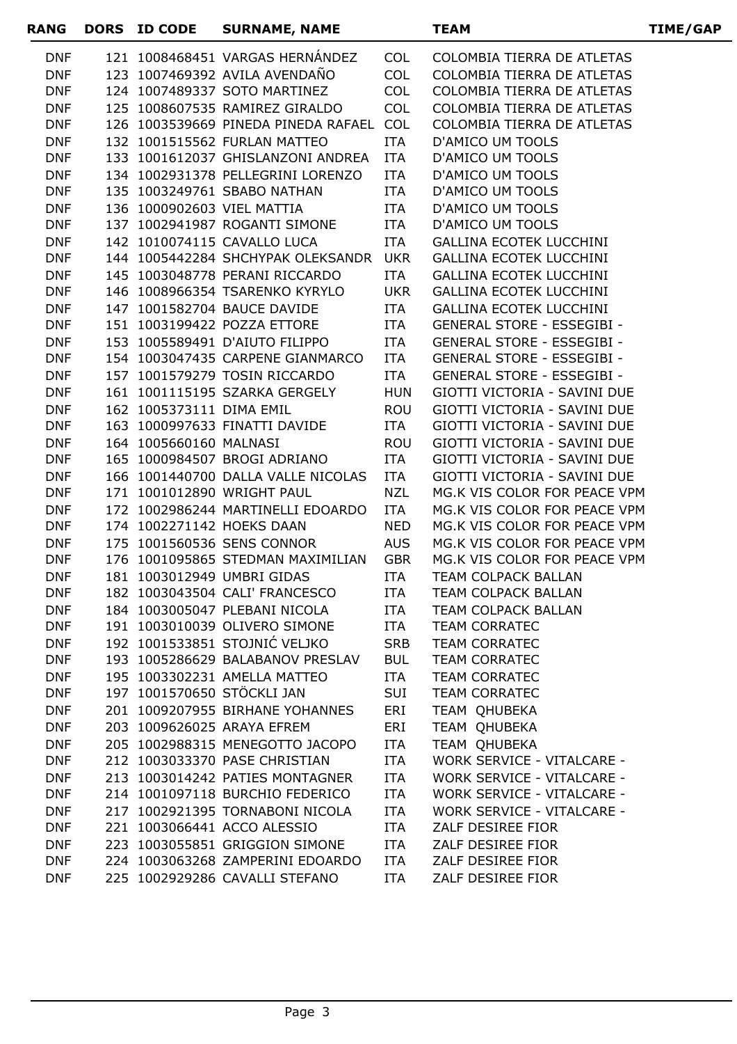| RANG | DORS | ID CODE | SURNAME, NAME | | TEAM | TIME/GAP |
|---|---|---|---|---|---|---|
| DNF | 121 | 1008468451 | VARGAS HERNÁNDEZ | COL | COLOMBIA TIERRA DE ATLETAS | |
| DNF | 123 | 1007469392 | AVILA AVENDAÑO | COL | COLOMBIA TIERRA DE ATLETAS | |
| DNF | 124 | 1007489337 | SOTO MARTINEZ | COL | COLOMBIA TIERRA DE ATLETAS | |
| DNF | 125 | 1008607535 | RAMIREZ GIRALDO | COL | COLOMBIA TIERRA DE ATLETAS | |
| DNF | 126 | 1003539669 | PINEDA PINEDA RAFAEL | COL | COLOMBIA TIERRA DE ATLETAS | |
| DNF | 132 | 1001515562 | FURLAN MATTEO | ITA | D'AMICO UM TOOLS | |
| DNF | 133 | 1001612037 | GHISLANZONI ANDREA | ITA | D'AMICO UM TOOLS | |
| DNF | 134 | 1002931378 | PELLEGRINI LORENZO | ITA | D'AMICO UM TOOLS | |
| DNF | 135 | 1003249761 | SBABO NATHAN | ITA | D'AMICO UM TOOLS | |
| DNF | 136 | 1000902603 | VIEL MATTIA | ITA | D'AMICO UM TOOLS | |
| DNF | 137 | 1002941987 | ROGANTI SIMONE | ITA | D'AMICO UM TOOLS | |
| DNF | 142 | 1010074115 | CAVALLO LUCA | ITA | GALLINA ECOTEK LUCCHINI | |
| DNF | 144 | 1005442284 | SHCHYPAK OLEKSANDR | UKR | GALLINA ECOTEK LUCCHINI | |
| DNF | 145 | 1003048778 | PERANI RICCARDO | ITA | GALLINA ECOTEK LUCCHINI | |
| DNF | 146 | 1008966354 | TSARENKO KYRYLO | UKR | GALLINA ECOTEK LUCCHINI | |
| DNF | 147 | 1001582704 | BAUCE DAVIDE | ITA | GALLINA ECOTEK LUCCHINI | |
| DNF | 151 | 1003199422 | POZZA ETTORE | ITA | GENERAL STORE - ESSEGIBI - | |
| DNF | 153 | 1005589491 | D'AIUTO FILIPPO | ITA | GENERAL STORE - ESSEGIBI - | |
| DNF | 154 | 1003047435 | CARPENE GIANMARCO | ITA | GENERAL STORE - ESSEGIBI - | |
| DNF | 157 | 1001579279 | TOSIN RICCARDO | ITA | GENERAL STORE - ESSEGIBI - | |
| DNF | 161 | 1001115195 | SZARKA GERGELY | HUN | GIOTTI VICTORIA - SAVINI DUE | |
| DNF | 162 | 1005373111 | DIMA EMIL | ROU | GIOTTI VICTORIA - SAVINI DUE | |
| DNF | 163 | 1000997633 | FINATTI DAVIDE | ITA | GIOTTI VICTORIA - SAVINI DUE | |
| DNF | 164 | 1005660160 | MALNASI | ROU | GIOTTI VICTORIA - SAVINI DUE | |
| DNF | 165 | 1000984507 | BROGI ADRIANO | ITA | GIOTTI VICTORIA - SAVINI DUE | |
| DNF | 166 | 1001440700 | DALLA VALLE NICOLAS | ITA | GIOTTI VICTORIA - SAVINI DUE | |
| DNF | 171 | 1001012890 | WRIGHT PAUL | NZL | MG.K VIS COLOR FOR PEACE VPM | |
| DNF | 172 | 1002986244 | MARTINELLI EDOARDO | ITA | MG.K VIS COLOR FOR PEACE VPM | |
| DNF | 174 | 1002271142 | HOEKS DAAN | NED | MG.K VIS COLOR FOR PEACE VPM | |
| DNF | 175 | 1001560536 | SENS CONNOR | AUS | MG.K VIS COLOR FOR PEACE VPM | |
| DNF | 176 | 1001095865 | STEDMAN MAXIMILIAN | GBR | MG.K VIS COLOR FOR PEACE VPM | |
| DNF | 181 | 1003012949 | UMBRI GIDAS | ITA | TEAM COLPACK BALLAN | |
| DNF | 182 | 1003043504 | CALI' FRANCESCO | ITA | TEAM COLPACK BALLAN | |
| DNF | 184 | 1003005047 | PLEBANI NICOLA | ITA | TEAM COLPACK BALLAN | |
| DNF | 191 | 1003010039 | OLIVERO SIMONE | ITA | TEAM CORRATEC | |
| DNF | 192 | 1001533851 | STOJNIĆ VELJKO | SRB | TEAM CORRATEC | |
| DNF | 193 | 1005286629 | BALABANOV PRESLAV | BUL | TEAM CORRATEC | |
| DNF | 195 | 1003302231 | AMELLA MATTEO | ITA | TEAM CORRATEC | |
| DNF | 197 | 1001570650 | STÖCKLI JAN | SUI | TEAM CORRATEC | |
| DNF | 201 | 1009207955 | BIRHANE YOHANNES | ERI | TEAM QHUBEKA | |
| DNF | 203 | 1009626025 | ARAYA EFREM | ERI | TEAM QHUBEKA | |
| DNF | 205 | 1002988315 | MENEGOTTO JACOPO | ITA | TEAM QHUBEKA | |
| DNF | 212 | 1003033370 | PASE CHRISTIAN | ITA | WORK SERVICE - VITALCARE - | |
| DNF | 213 | 1003014242 | PATIES MONTAGNER | ITA | WORK SERVICE - VITALCARE - | |
| DNF | 214 | 1001097118 | BURCHIO FEDERICO | ITA | WORK SERVICE - VITALCARE - | |
| DNF | 217 | 1002921395 | TORNABONI NICOLA | ITA | WORK SERVICE - VITALCARE - | |
| DNF | 221 | 1003066441 | ACCO ALESSIO | ITA | ZALF DESIREE FIOR | |
| DNF | 223 | 1003055851 | GRIGGION SIMONE | ITA | ZALF DESIREE FIOR | |
| DNF | 224 | 1003063268 | ZAMPERINI EDOARDO | ITA | ZALF DESIREE FIOR | |
| DNF | 225 | 1002929286 | CAVALLI STEFANO | ITA | ZALF DESIREE FIOR | |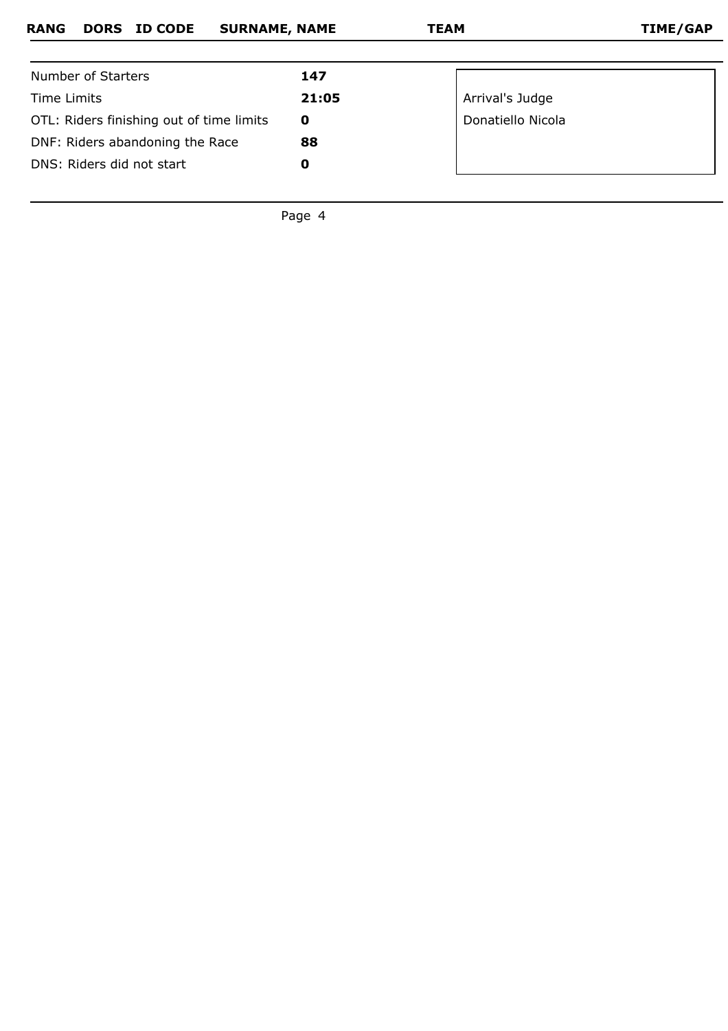| RANG | DORS | ID CODE | SURNAME, NAME | TEAM | TIME/GAP |
| --- | --- | --- | --- | --- | --- |

| | |
| --- | --- |
| Number of Starters | **147** |
| Time Limits | **21:05** |
| OTL: Riders finishing out of time limits | **0** |
| DNF: Riders abandoning the Race | **88** |
| DNS: Riders did not start | **0** |

Arrival's Judge
Donatiello Nicola